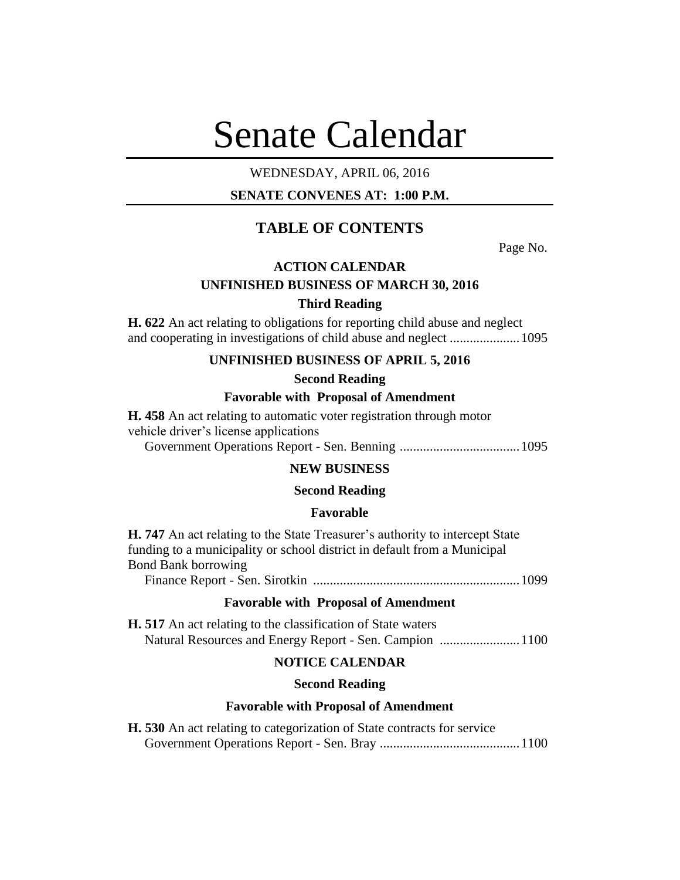# Senate Calendar

WEDNESDAY, APRIL 06, 2016

**SENATE CONVENES AT: 1:00 P.M.**

## TABLE OF CONTENTS

Page No.

### ACTION CALENDAR

### UNFINISHED BUSINESS OF MARCH 30, 2016

#### Third Reading

**H. 622** An act relating to obligations for reporting child abuse and neglect and cooperating in investigations of child abuse and neglect ..................... 1095

### UNFINISHED BUSINESS OF APRIL 5, 2016

#### Second Reading

#### Favorable with Proposal of Amendment

**H. 458** An act relating to automatic voter registration through motor vehicle driver's license applications
Government Operations Report - Sen. Benning .................................... 1095

### NEW BUSINESS

#### Second Reading

#### Favorable

**H. 747** An act relating to the State Treasurer's authority to intercept State funding to a municipality or school district in default from a Municipal Bond Bank borrowing
Finance Report - Sen. Sirotkin .............................................................. 1099

#### Favorable with Proposal of Amendment

**H. 517** An act relating to the classification of State waters
Natural Resources and Energy Report - Sen. Campion ........................ 1100

### NOTICE CALENDAR

#### Second Reading

#### Favorable with Proposal of Amendment

**H. 530** An act relating to categorization of State contracts for service
Government Operations Report - Sen. Bray .......................................... 1100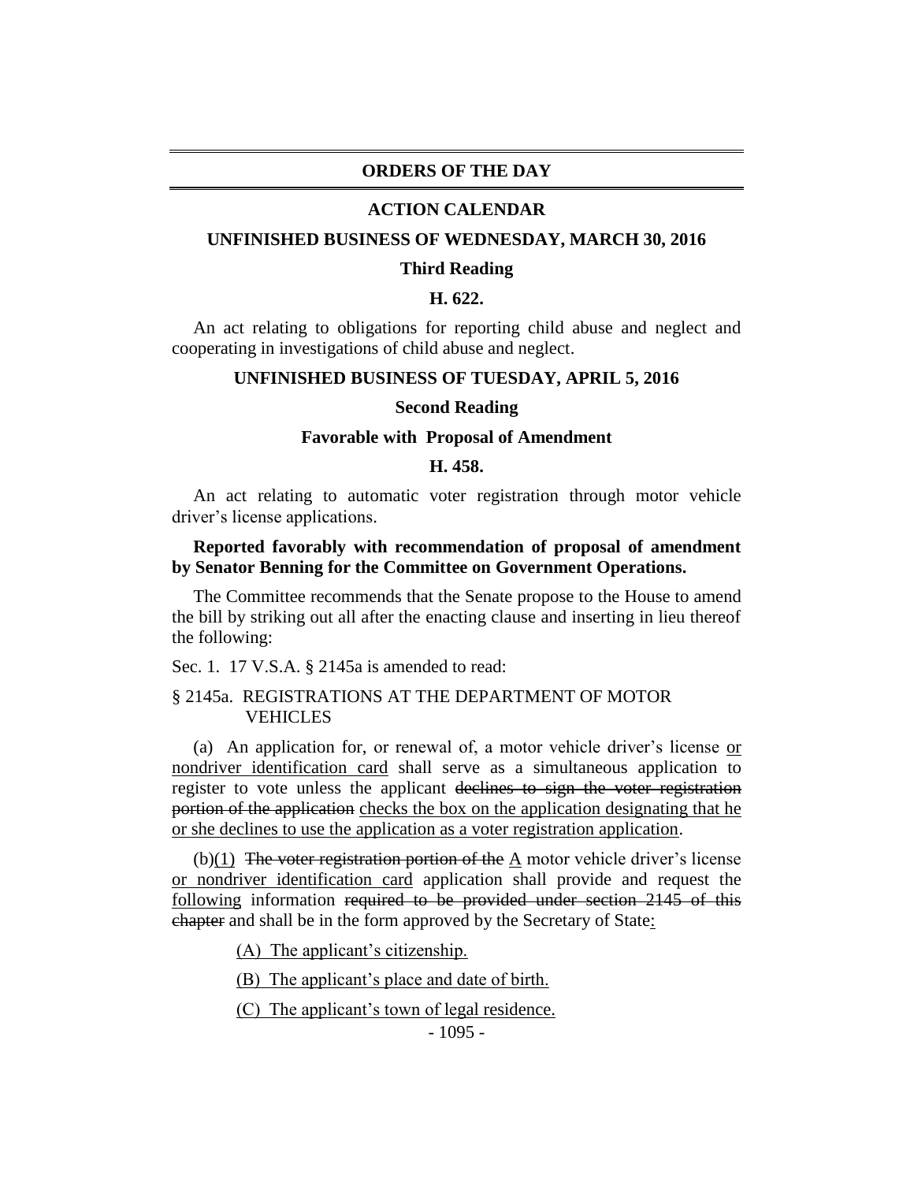## ORDERS OF THE DAY

## ACTION CALENDAR

### UNFINISHED BUSINESS OF WEDNESDAY, MARCH 30, 2016

**Third Reading**

**H. 622.**

An act relating to obligations for reporting child abuse and neglect and cooperating in investigations of child abuse and neglect.

### UNFINISHED BUSINESS OF TUESDAY, APRIL 5, 2016

**Second Reading**

**Favorable with Proposal of Amendment**

**H. 458.**

An act relating to automatic voter registration through motor vehicle driver's license applications.

**Reported favorably with recommendation of proposal of amendment by Senator Benning for the Committee on Government Operations.**

The Committee recommends that the Senate propose to the House to amend the bill by striking out all after the enacting clause and inserting in lieu thereof the following:

Sec. 1. 17 V.S.A. § 2145a is amended to read:

§ 2145a. REGISTRATIONS AT THE DEPARTMENT OF MOTOR VEHICLES

(a) An application for, or renewal of, a motor vehicle driver's license <u>or nondriver identification card</u> shall serve as a simultaneous application to register to vote unless the applicant ~~declines to sign the voter registration portion of the application~~ <u>checks the box on the application designating that he or she declines to use the application as a voter registration application</u>.

(b)<u>(1)</u> ~~The voter registration portion of the~~ <u>A</u> motor vehicle driver's license <u>or nondriver identification card</u> application shall provide and request the <u>following</u> information ~~required to be provided under section 2145 of this chapter~~ and shall be in the form approved by the Secretary of State<u>:</u>

<u>(A) The applicant's citizenship.</u>

<u>(B) The applicant's place and date of birth.</u>

<u>(C) The applicant's town of legal residence.</u>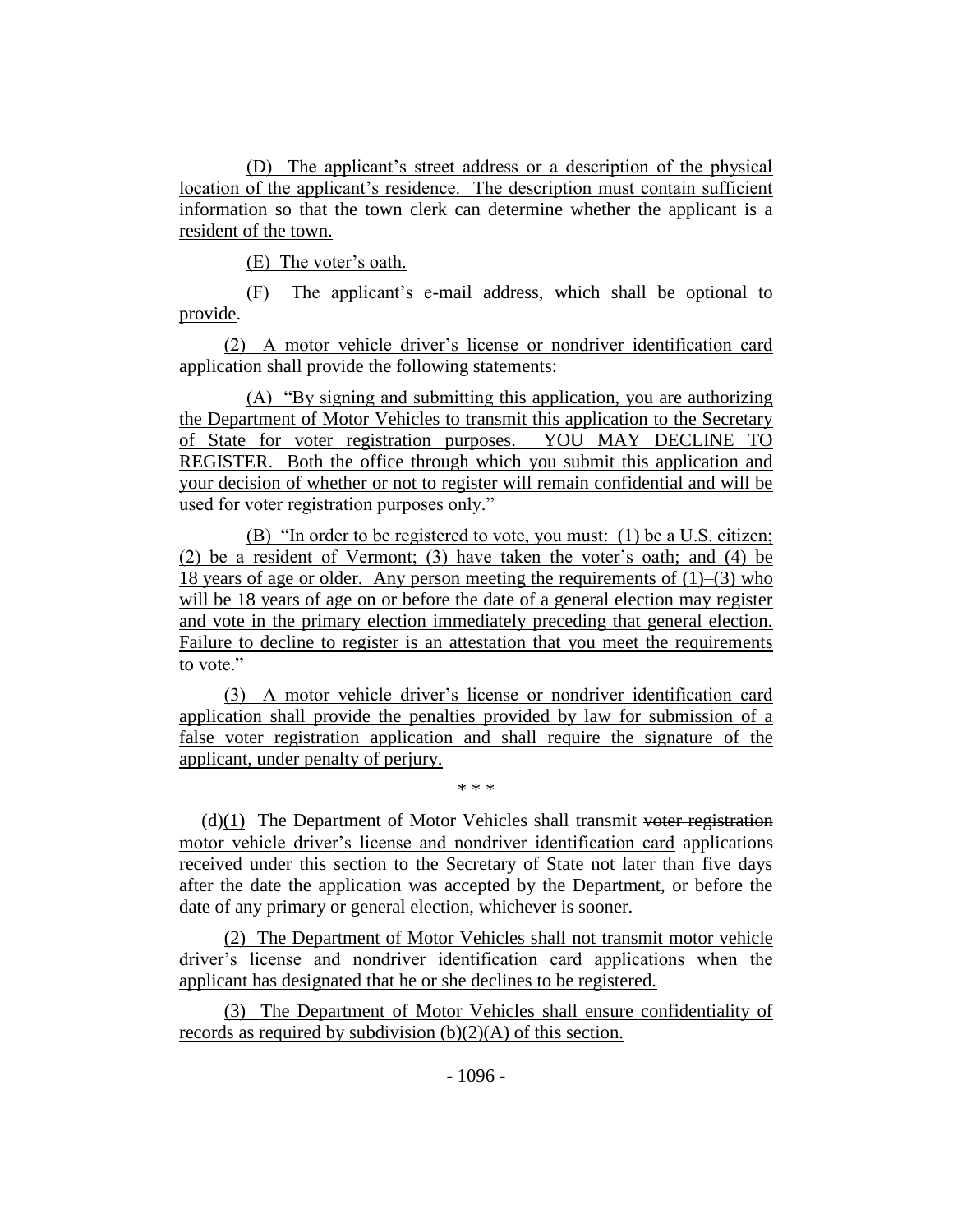(D) The applicant's street address or a description of the physical location of the applicant's residence. The description must contain sufficient information so that the town clerk can determine whether the applicant is a resident of the town.

(E) The voter's oath.

(F) The applicant's e-mail address, which shall be optional to provide.

(2) A motor vehicle driver's license or nondriver identification card application shall provide the following statements:

(A) "By signing and submitting this application, you are authorizing the Department of Motor Vehicles to transmit this application to the Secretary of State for voter registration purposes. YOU MAY DECLINE TO REGISTER. Both the office through which you submit this application and your decision of whether or not to register will remain confidential and will be used for voter registration purposes only."

(B) "In order to be registered to vote, you must: (1) be a U.S. citizen; (2) be a resident of Vermont; (3) have taken the voter's oath; and (4) be 18 years of age or older. Any person meeting the requirements of (1)–(3) who will be 18 years of age on or before the date of a general election may register and vote in the primary election immediately preceding that general election. Failure to decline to register is an attestation that you meet the requirements to vote."

(3) A motor vehicle driver's license or nondriver identification card application shall provide the penalties provided by law for submission of a false voter registration application and shall require the signature of the applicant, under penalty of perjury.

\* \* \*

(d)(1) The Department of Motor Vehicles shall transmit ~~voter registration~~ motor vehicle driver's license and nondriver identification card applications received under this section to the Secretary of State not later than five days after the date the application was accepted by the Department, or before the date of any primary or general election, whichever is sooner.

(2) The Department of Motor Vehicles shall not transmit motor vehicle driver's license and nondriver identification card applications when the applicant has designated that he or she declines to be registered.

(3) The Department of Motor Vehicles shall ensure confidentiality of records as required by subdivision (b)(2)(A) of this section.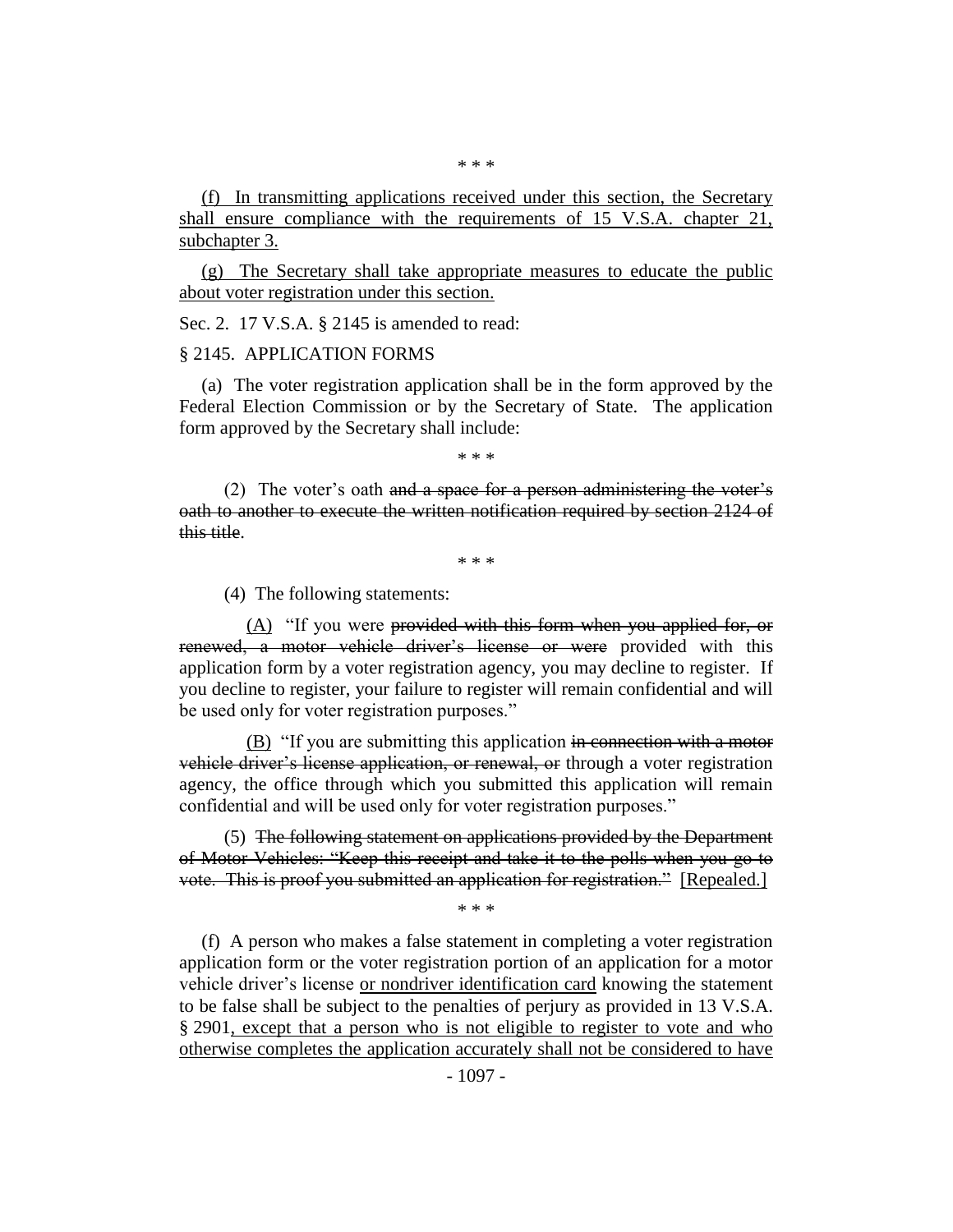\* \* \*

(f) In transmitting applications received under this section, the Secretary shall ensure compliance with the requirements of 15 V.S.A. chapter 21, subchapter 3.

(g) The Secretary shall take appropriate measures to educate the public about voter registration under this section.

Sec. 2. 17 V.S.A. § 2145 is amended to read:

§ 2145. APPLICATION FORMS

(a) The voter registration application shall be in the form approved by the Federal Election Commission or by the Secretary of State. The application form approved by the Secretary shall include:

\* \* \*

(2) The voter's oath ~~and a space for a person administering the voter's oath to another to execute the written notification required by section 2124 of this title~~.

\* \* \*

(4) The following statements:

(A) "If you were ~~provided with this form when you applied for, or renewed, a motor vehicle driver's license or were~~ provided with this application form by a voter registration agency, you may decline to register. If you decline to register, your failure to register will remain confidential and will be used only for voter registration purposes."

(B) "If you are submitting this application ~~in connection with a motor vehicle driver's license application, or renewal, or~~ through a voter registration agency, the office through which you submitted this application will remain confidential and will be used only for voter registration purposes."

(5) ~~The following statement on applications provided by the Department of Motor Vehicles: "Keep this receipt and take it to the polls when you go to vote. This is proof you submitted an application for registration."~~ [Repealed.]

\* \* \*

(f) A person who makes a false statement in completing a voter registration application form or the voter registration portion of an application for a motor vehicle driver's license or nondriver identification card knowing the statement to be false shall be subject to the penalties of perjury as provided in 13 V.S.A. § 2901, except that a person who is not eligible to register to vote and who otherwise completes the application accurately shall not be considered to have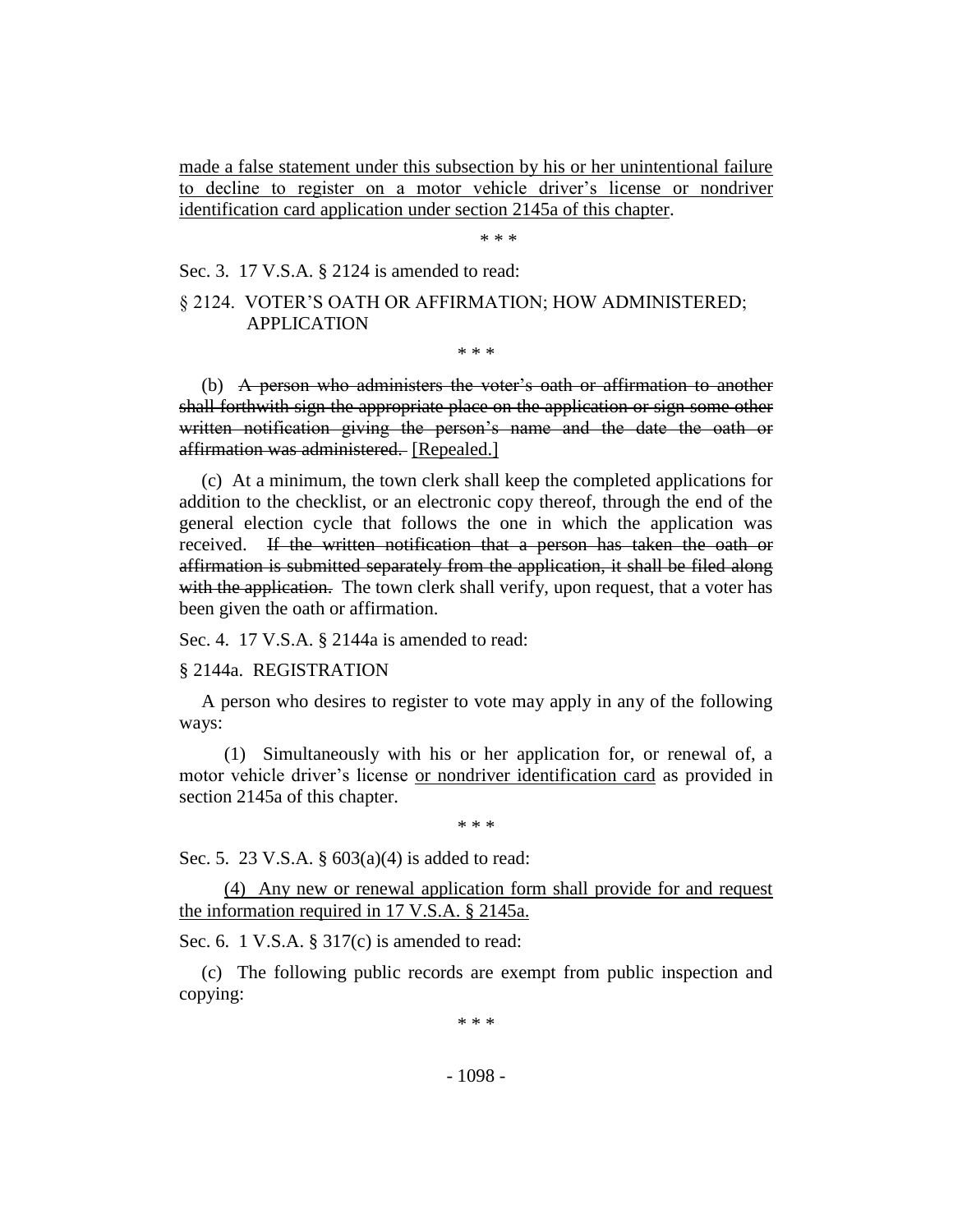made a false statement under this subsection by his or her unintentional failure to decline to register on a motor vehicle driver's license or nondriver identification card application under section 2145a of this chapter.

\* \* \*

Sec. 3. 17 V.S.A. § 2124 is amended to read:

§ 2124. VOTER'S OATH OR AFFIRMATION; HOW ADMINISTERED; APPLICATION

\* \* \*

(b) ~~A person who administers the voter's oath or affirmation to another shall forthwith sign the appropriate place on the application or sign some other written notification giving the person's name and the date the oath or affirmation was administered.~~ [Repealed.]

(c) At a minimum, the town clerk shall keep the completed applications for addition to the checklist, or an electronic copy thereof, through the end of the general election cycle that follows the one in which the application was received. ~~If the written notification that a person has taken the oath or affirmation is submitted separately from the application, it shall be filed along with the application.~~ The town clerk shall verify, upon request, that a voter has been given the oath or affirmation.

Sec. 4. 17 V.S.A. § 2144a is amended to read:

§ 2144a. REGISTRATION

A person who desires to register to vote may apply in any of the following ways:

(1) Simultaneously with his or her application for, or renewal of, a motor vehicle driver's license or nondriver identification card as provided in section 2145a of this chapter.

\* \* \*

Sec. 5. 23 V.S.A. § 603(a)(4) is added to read:

(4) Any new or renewal application form shall provide for and request the information required in 17 V.S.A. § 2145a.

Sec. 6. 1 V.S.A. § 317(c) is amended to read:

(c) The following public records are exempt from public inspection and copying:

\* \* \*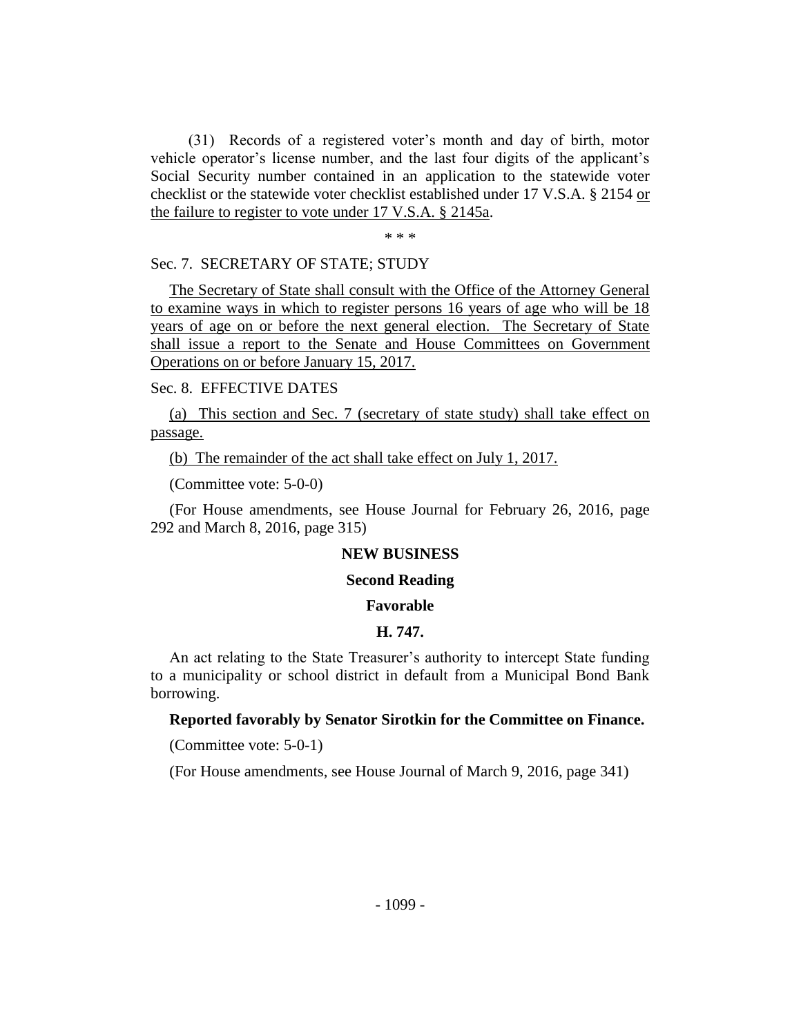(31) Records of a registered voter's month and day of birth, motor vehicle operator's license number, and the last four digits of the applicant's Social Security number contained in an application to the statewide voter checklist or the statewide voter checklist established under 17 V.S.A. § 2154 <u>or the failure to register to vote under 17 V.S.A. § 2145a</u>.

\* \* \*

Sec. 7. SECRETARY OF STATE; STUDY

<u>The Secretary of State shall consult with the Office of the Attorney General to examine ways in which to register persons 16 years of age who will be 18 years of age on or before the next general election. The Secretary of State shall issue a report to the Senate and House Committees on Government Operations on or before January 15, 2017.</u>

Sec. 8. EFFECTIVE DATES

<u>(a) This section and Sec. 7 (secretary of state study) shall take effect on passage.</u>

<u>(b) The remainder of the act shall take effect on July 1, 2017.</u>

(Committee vote: 5-0-0)

(For House amendments, see House Journal for February 26, 2016, page 292 and March 8, 2016, page 315)

**NEW BUSINESS**

**Second Reading**

**Favorable**

**H. 747.**

An act relating to the State Treasurer's authority to intercept State funding to a municipality or school district in default from a Municipal Bond Bank borrowing.

**Reported favorably by Senator Sirotkin for the Committee on Finance.**

(Committee vote: 5-0-1)

(For House amendments, see House Journal of March 9, 2016, page 341)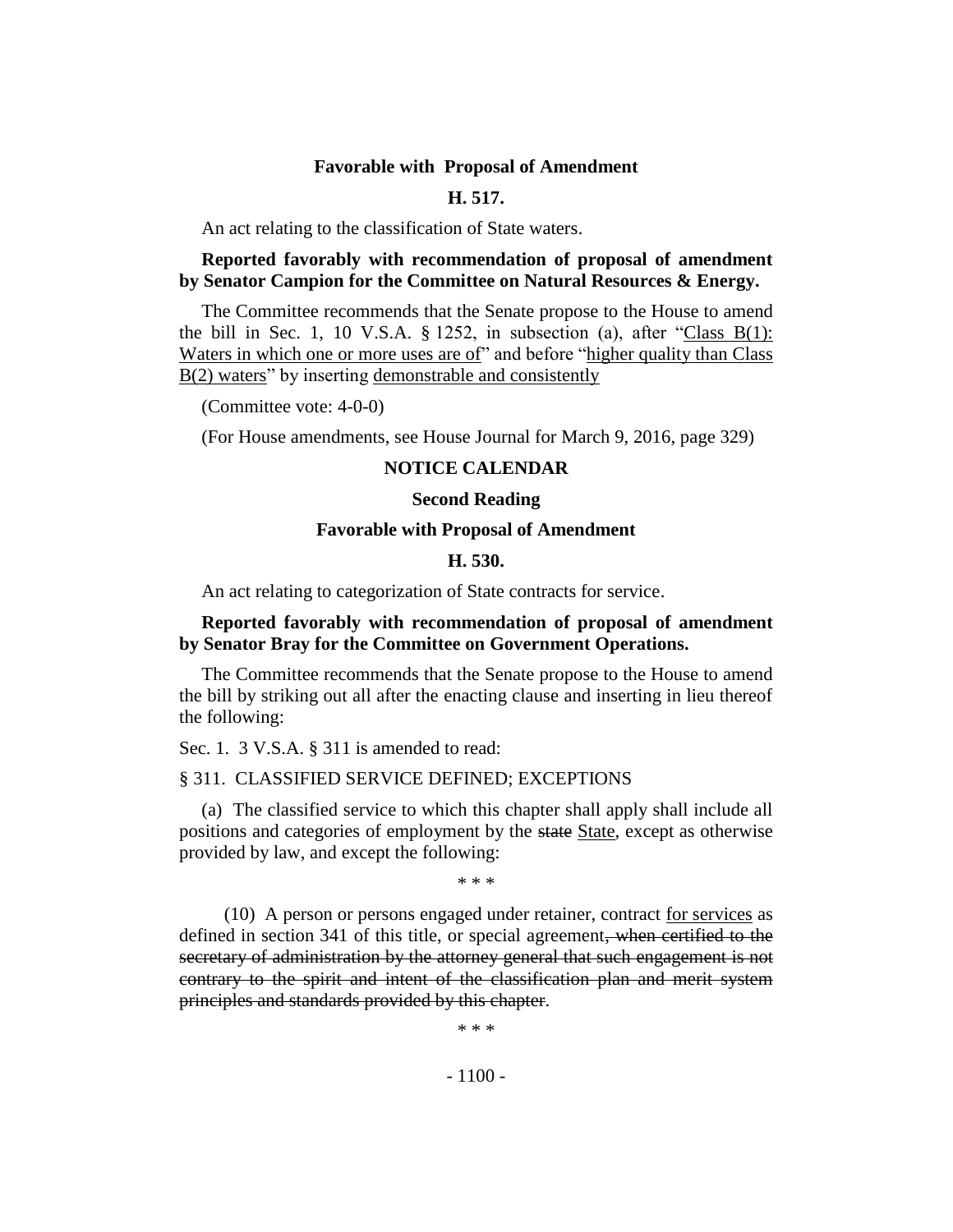**Favorable with Proposal of Amendment**

**H. 517.**

An act relating to the classification of State waters.

**Reported favorably with recommendation of proposal of amendment by Senator Campion for the Committee on Natural Resources & Energy.**

The Committee recommends that the Senate propose to the House to amend the bill in Sec. 1, 10 V.S.A. § 1252, in subsection (a), after "Class B(1): Waters in which one or more uses are of" and before "higher quality than Class B(2) waters" by inserting demonstrable and consistently

(Committee vote: 4-0-0)

(For House amendments, see House Journal for March 9, 2016, page 329)

**NOTICE CALENDAR**

**Second Reading**

**Favorable with Proposal of Amendment**

**H. 530.**

An act relating to categorization of State contracts for service.

**Reported favorably with recommendation of proposal of amendment by Senator Bray for the Committee on Government Operations.**

The Committee recommends that the Senate propose to the House to amend the bill by striking out all after the enacting clause and inserting in lieu thereof the following:

Sec. 1. 3 V.S.A. § 311 is amended to read:

§ 311. CLASSIFIED SERVICE DEFINED; EXCEPTIONS

(a) The classified service to which this chapter shall apply shall include all positions and categories of employment by the ~~state~~ State, except as otherwise provided by law, and except the following:

\* \* \*

(10) A person or persons engaged under retainer, contract for services as defined in section 341 of this title, or special agreement~~, when certified to the secretary of administration by the attorney general that such engagement is not contrary to the spirit and intent of the classification plan and merit system principles and standards provided by this chapter~~.

\* \* \*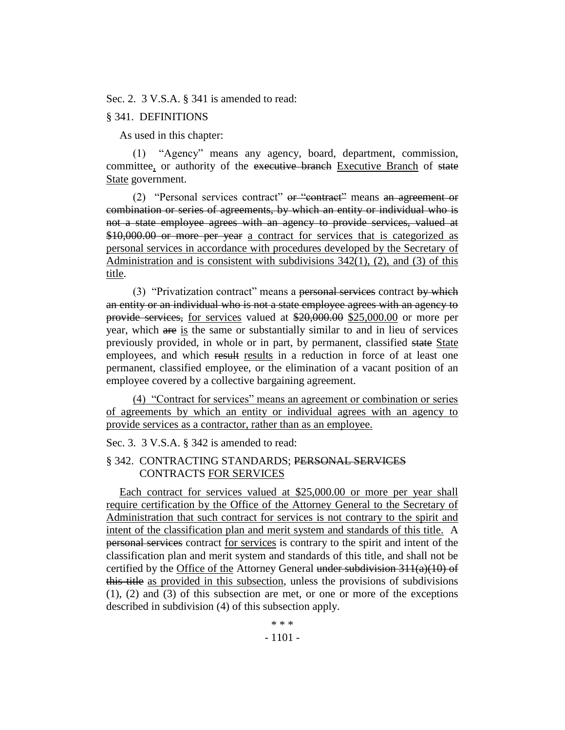Sec. 2. 3 V.S.A. § 341 is amended to read:

§ 341. DEFINITIONS

As used in this chapter:

(1) "Agency" means any agency, board, department, commission, committee, or authority of the ~~executive branch~~ Executive Branch of ~~state~~ State government.

(2) "Personal services contract" ~~or "contract"~~ means ~~an agreement or combination or series of agreements, by which an entity or individual who is not a state employee agrees with an agency to provide services, valued at $10,000.00 or more per year~~ a contract for services that is categorized as personal services in accordance with procedures developed by the Secretary of Administration and is consistent with subdivisions 342(1), (2), and (3) of this title.

(3) "Privatization contract" means a ~~personal services~~ contract ~~by which an entity or an individual who is not a state employee agrees with an agency to provide services,~~ for services valued at ~~$20,000.00~~ $25,000.00 or more per year, which ~~are~~ is the same or substantially similar to and in lieu of services previously provided, in whole or in part, by permanent, classified ~~state~~ State employees, and which ~~result~~ results in a reduction in force of at least one permanent, classified employee, or the elimination of a vacant position of an employee covered by a collective bargaining agreement.

(4) "Contract for services" means an agreement or combination or series of agreements by which an entity or individual agrees with an agency to provide services as a contractor, rather than as an employee.

Sec. 3. 3 V.S.A. § 342 is amended to read:

§ 342. CONTRACTING STANDARDS; ~~PERSONAL SERVICES~~ CONTRACTS FOR SERVICES

Each contract for services valued at $25,000.00 or more per year shall require certification by the Office of the Attorney General to the Secretary of Administration that such contract for services is not contrary to the spirit and intent of the classification plan and merit system and standards of this title. A ~~personal services~~ contract for services is contrary to the spirit and intent of the classification plan and merit system and standards of this title, and shall not be certified by the Office of the Attorney General ~~under subdivision 311(a)(10) of this title~~ as provided in this subsection, unless the provisions of subdivisions (1), (2) and (3) of this subsection are met, or one or more of the exceptions described in subdivision (4) of this subsection apply.

\* \* \*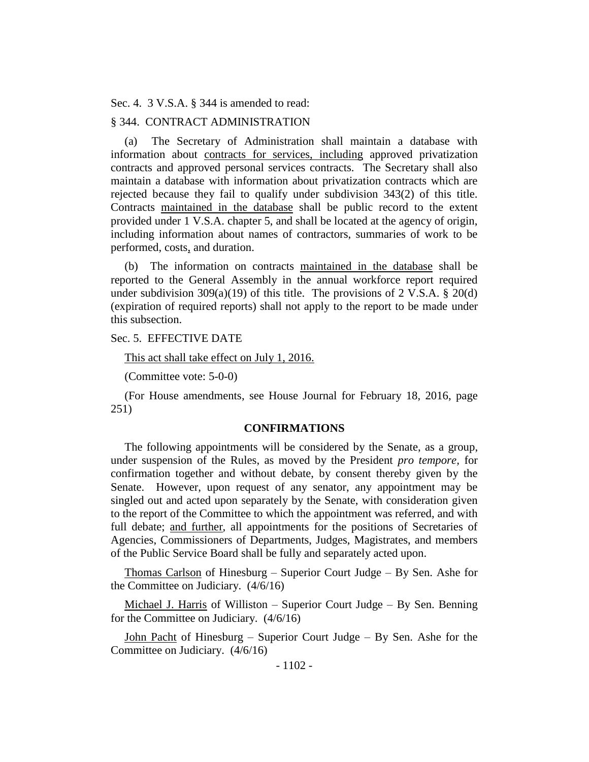Sec. 4. 3 V.S.A. § 344 is amended to read:

§ 344. CONTRACT ADMINISTRATION

(a) The Secretary of Administration shall maintain a database with information about contracts for services, including approved privatization contracts and approved personal services contracts. The Secretary shall also maintain a database with information about privatization contracts which are rejected because they fail to qualify under subdivision 343(2) of this title. Contracts maintained in the database shall be public record to the extent provided under 1 V.S.A. chapter 5, and shall be located at the agency of origin, including information about names of contractors, summaries of work to be performed, costs, and duration.

(b) The information on contracts maintained in the database shall be reported to the General Assembly in the annual workforce report required under subdivision 309(a)(19) of this title. The provisions of 2 V.S.A. § 20(d) (expiration of required reports) shall not apply to the report to be made under this subsection.

Sec. 5. EFFECTIVE DATE

This act shall take effect on July 1, 2016.

(Committee vote: 5-0-0)

(For House amendments, see House Journal for February 18, 2016, page 251)

**CONFIRMATIONS**

The following appointments will be considered by the Senate, as a group, under suspension of the Rules, as moved by the President *pro tempore,* for confirmation together and without debate, by consent thereby given by the Senate. However, upon request of any senator, any appointment may be singled out and acted upon separately by the Senate, with consideration given to the report of the Committee to which the appointment was referred, and with full debate; and further, all appointments for the positions of Secretaries of Agencies, Commissioners of Departments, Judges, Magistrates, and members of the Public Service Board shall be fully and separately acted upon.

Thomas Carlson of Hinesburg – Superior Court Judge – By Sen. Ashe for the Committee on Judiciary. (4/6/16)

Michael J. Harris of Williston – Superior Court Judge – By Sen. Benning for the Committee on Judiciary. (4/6/16)

John Pacht of Hinesburg – Superior Court Judge – By Sen. Ashe for the Committee on Judiciary. (4/6/16)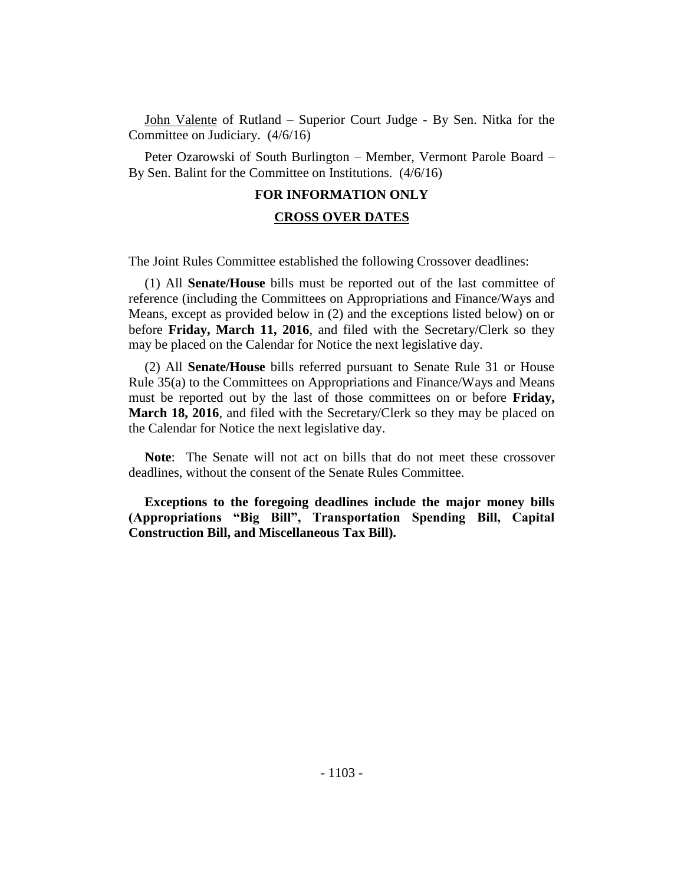John Valente of Rutland – Superior Court Judge - By Sen. Nitka for the Committee on Judiciary. (4/6/16)

Peter Ozarowski of South Burlington – Member, Vermont Parole Board – By Sen. Balint for the Committee on Institutions. (4/6/16)

## FOR INFORMATION ONLY

## CROSS OVER DATES

The Joint Rules Committee established the following Crossover deadlines:

(1) All **Senate/House** bills must be reported out of the last committee of reference (including the Committees on Appropriations and Finance/Ways and Means, except as provided below in (2) and the exceptions listed below) on or before **Friday, March 11, 2016**, and filed with the Secretary/Clerk so they may be placed on the Calendar for Notice the next legislative day.

(2) All **Senate/House** bills referred pursuant to Senate Rule 31 or House Rule 35(a) to the Committees on Appropriations and Finance/Ways and Means must be reported out by the last of those committees on or before **Friday, March 18, 2016**, and filed with the Secretary/Clerk so they may be placed on the Calendar for Notice the next legislative day.

**Note**: The Senate will not act on bills that do not meet these crossover deadlines, without the consent of the Senate Rules Committee.

**Exceptions to the foregoing deadlines include the major money bills (Appropriations "Big Bill", Transportation Spending Bill, Capital Construction Bill, and Miscellaneous Tax Bill).**